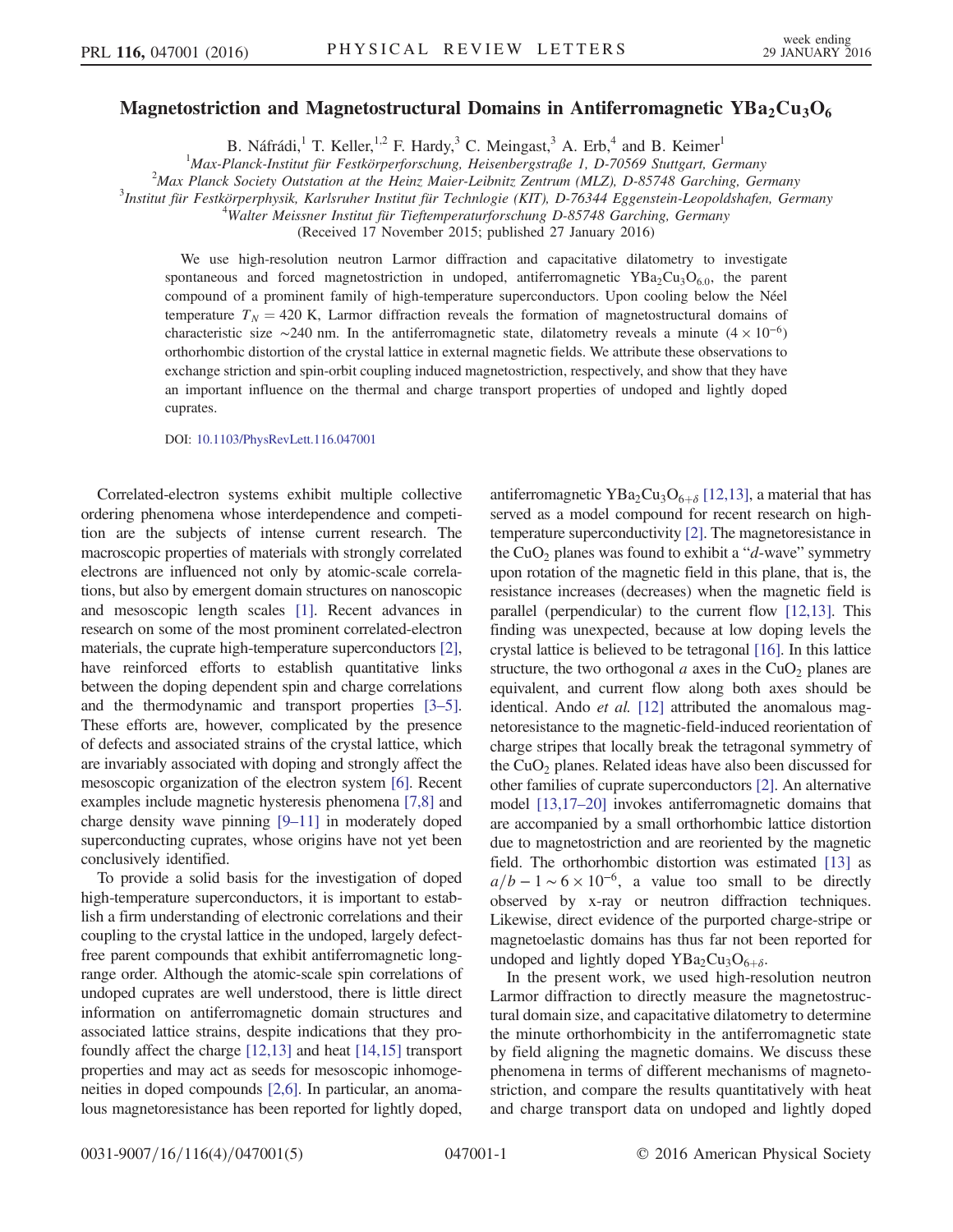# Magnetostriction and Magnetostructural Domains in Antiferromagnetic $YBa_2Cu_3O_6$

B. Náfrádi,[1] T. Keller,[1,2] F. Hardy,[3] C. Meingast,[3] A. Erb,[4] and B. Keimer[1]

[1]Max-Planck-Institut für Festkörperforschung, Heisenbergstraße 1, D-70569 Stuttgart, Germany
[2]Max Planck Society Outstation at the Heinz Maier-Leibnitz Zentrum (MLZ), D-85748 Garching, Germany
[3]Institut für Festkörperphysik, Karlsruher Institut für Technlogie (KIT), D-76344 Eggenstein-Leopoldshafen, Germany
[4]Walter Meissner Institut für Tieftemperaturforschung D-85748 Garching, Germany

(Received 17 November 2015; published 27 January 2016)

We use high-resolution neutron Larmor diffraction and capacitative dilatometry to investigate spontaneous and forced magnetostriction in undoped, antiferromagnetic $YBa_2Cu_3O_{6.0}$, the parent compound of a prominent family of high-temperature superconductors. Upon cooling below the Néel temperature $T_N = 420$ K, Larmor diffraction reveals the formation of magnetostructural domains of characteristic size ∼240 nm. In the antiferromagnetic state, dilatometry reveals a minute ($4 \times 10^{-6}$) orthorhombic distortion of the crystal lattice in external magnetic fields. We attribute these observations to exchange striction and spin-orbit coupling induced magnetostriction, respectively, and show that they have an important influence on the thermal and charge transport properties of undoped and lightly doped cuprates.

DOI: 10.1103/PhysRevLett.116.047001

Correlated-electron systems exhibit multiple collective ordering phenomena whose interdependence and competition are the subjects of intense current research. The macroscopic properties of materials with strongly correlated electrons are influenced not only by atomic-scale correlations, but also by emergent domain structures on nanoscopic and mesoscopic length scales [1]. Recent advances in research on some of the most prominent correlated-electron materials, the cuprate high-temperature superconductors [2], have reinforced efforts to establish quantitative links between the doping dependent spin and charge correlations and the thermodynamic and transport properties [3–5]. These efforts are, however, complicated by the presence of defects and associated strains of the crystal lattice, which are invariably associated with doping and strongly affect the mesoscopic organization of the electron system [6]. Recent examples include magnetic hysteresis phenomena [7,8] and charge density wave pinning [9–11] in moderately doped superconducting cuprates, whose origins have not yet been conclusively identified.

To provide a solid basis for the investigation of doped high-temperature superconductors, it is important to establish a firm understanding of electronic correlations and their coupling to the crystal lattice in the undoped, largely defect-free parent compounds that exhibit antiferromagnetic long-range order. Although the atomic-scale spin correlations of undoped cuprates are well understood, there is little direct information on antiferromagnetic domain structures and associated lattice strains, despite indications that they profoundly affect the charge [12,13] and heat [14,15] transport properties and may act as seeds for mesoscopic inhomogeneities in doped compounds [2,6]. In particular, an anomalous magnetoresistance has been reported for lightly doped, antiferromagnetic $YBa_2Cu_3O_{6+\delta}$ [12,13], a material that has served as a model compound for recent research on high-temperature superconductivity [2]. The magnetoresistance in the $CuO_2$ planes was found to exhibit a "$d$-wave" symmetry upon rotation of the magnetic field in this plane, that is, the resistance increases (decreases) when the magnetic field is parallel (perpendicular) to the current flow [12,13]. This finding was unexpected, because at low doping levels the crystal lattice is believed to be tetragonal [16]. In this lattice structure, the two orthogonal $a$ axes in the $CuO_2$ planes are equivalent, and current flow along both axes should be identical. Ando *et al.* [12] attributed the anomalous magnetoresistance to the magnetic-field-induced reorientation of charge stripes that locally break the tetragonal symmetry of the $CuO_2$ planes. Related ideas have also been discussed for other families of cuprate superconductors [2]. An alternative model [13,17–20] invokes antiferromagnetic domains that are accompanied by a small orthorhombic lattice distortion due to magnetostriction and are reoriented by the magnetic field. The orthorhombic distortion was estimated [13] as $a/b - 1 \sim 6 \times 10^{-6}$, a value too small to be directly observed by x-ray or neutron diffraction techniques. Likewise, direct evidence of the purported charge-stripe or magnetoelastic domains has thus far not been reported for undoped and lightly doped $YBa_2Cu_3O_{6+\delta}$.

In the present work, we used high-resolution neutron Larmor diffraction to directly measure the magnetostructural domain size, and capacitative dilatometry to determine the minute orthorhombicity in the antiferromagnetic state by field aligning the magnetic domains. We discuss these phenomena in terms of different mechanisms of magnetostriction, and compare the results quantitatively with heat and charge transport data on undoped and lightly doped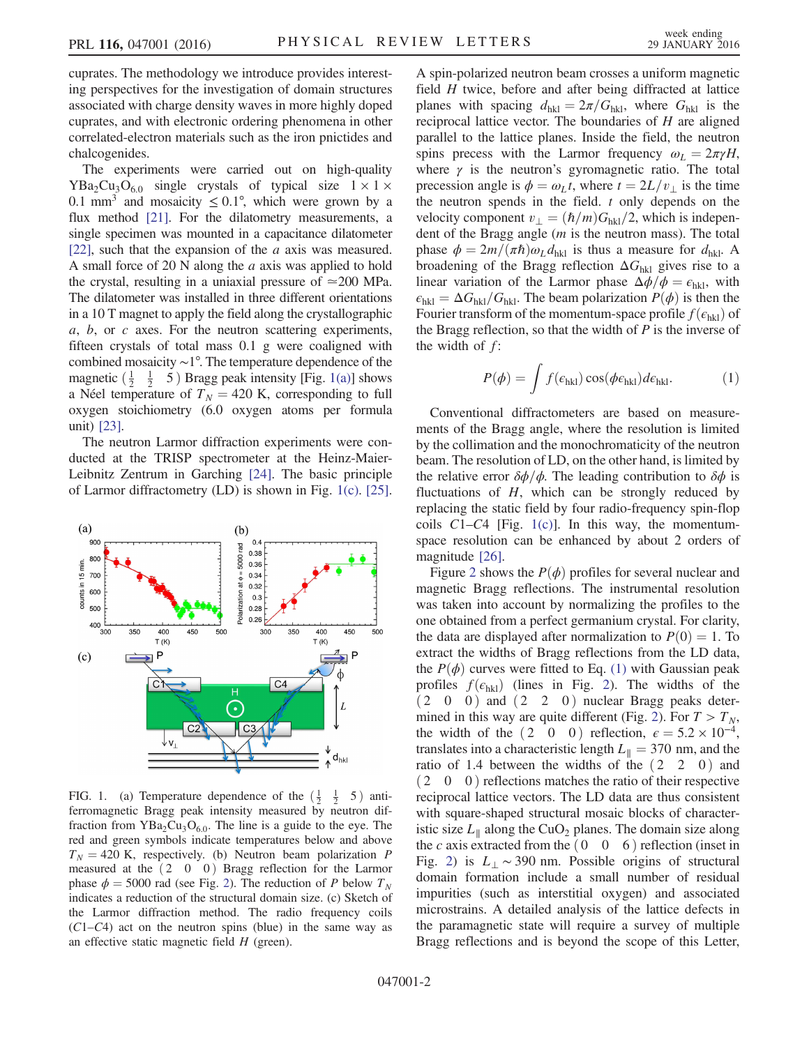cuprates. The methodology we introduce provides interesting perspectives for the investigation of domain structures associated with charge density waves in more highly doped cuprates, and with electronic ordering phenomena in other correlated-electron materials such as the iron pnictides and chalcogenides.

The experiments were carried out on high-quality $YBa_2Cu_3O_{6.0}$ single crystals of typical size $1 \times 1 \times 0.1\ mm^3$ and mosaicity $\leq 0.1°$, which were grown by a flux method [21]. For the dilatometry measurements, a single specimen was mounted in a capacitance dilatometer [22], such that the expansion of the $a$ axis was measured. A small force of 20 N along the $a$ axis was applied to hold the crystal, resulting in a uniaxial pressure of $\simeq$200 MPa. The dilatometer was installed in three different orientations in a 10 T magnet to apply the field along the crystallographic $a$, $b$, or $c$ axes. For the neutron scattering experiments, fifteen crystals of total mass 0.1 g were coaligned with combined mosaicity $\sim$1°. The temperature dependence of the magnetic $(\frac{1}{2}\ \frac{1}{2}\ 5)$ Bragg peak intensity [Fig. 1(a)] shows a Néel temperature of $T_N = 420$ K, corresponding to full oxygen stoichiometry (6.0 oxygen atoms per formula unit) [23].

The neutron Larmor diffraction experiments were conducted at the TRISP spectrometer at the Heinz-Maier-Leibnitz Zentrum in Garching [24]. The basic principle of Larmor diffractometry (LD) is shown in Fig. 1(c). [25].

FIG. 1. (a) Temperature dependence of the $(\frac{1}{2}\ \frac{1}{2}\ 5)$ antiferromagnetic Bragg peak intensity measured by neutron diffraction from $YBa_2Cu_3O_{6.0}$. The line is a guide to the eye. The red and green symbols indicate temperatures below and above $T_N = 420$ K, respectively. (b) Neutron beam polarization $P$ measured at the $(2\ 0\ 0)$ Bragg reflection for the Larmor phase $\phi = 5000$ rad (see Fig. 2). The reduction of $P$ below $T_N$ indicates a reduction of the structural domain size. (c) Sketch of the Larmor diffraction method. The radio frequency coils ($C1$–$C4$) act on the neutron spins (blue) in the same way as an effective static magnetic field $H$ (green).

A spin-polarized neutron beam crosses a uniform magnetic field $H$ twice, before and after being diffracted at lattice planes with spacing $d_{\rm hkl} = 2\pi/G_{\rm hkl}$, where $G_{\rm hkl}$ is the reciprocal lattice vector. The boundaries of $H$ are aligned parallel to the lattice planes. Inside the field, the neutron spins precess with the Larmor frequency $\omega_L = 2\pi\gamma H$, where $\gamma$ is the neutron's gyromagnetic ratio. The total precession angle is $\phi = \omega_L t$, where $t = 2L/v_\perp$ is the time the neutron spends in the field. $t$ only depends on the velocity component $v_\perp = (\hbar/m)G_{\rm hkl}/2$, which is independent of the Bragg angle ($m$ is the neutron mass). The total phase $\phi = 2m/(\pi\hbar)\omega_L d_{\rm hkl}$ is thus a measure for $d_{\rm hkl}$. A broadening of the Bragg reflection $\Delta G_{\rm hkl}$ gives rise to a linear variation of the Larmor phase $\Delta\phi/\phi = \epsilon_{\rm hkl}$, with $\epsilon_{\rm hkl} = \Delta G_{\rm hkl}/G_{\rm hkl}$. The beam polarization $P(\phi)$ is then the Fourier transform of the momentum-space profile $f(\epsilon_{\rm hkl})$ of the Bragg reflection, so that the width of $P$ is the inverse of the width of $f$:

$$P(\phi) = \int f(\epsilon_{\rm hkl}) \cos(\phi\epsilon_{\rm hkl}) d\epsilon_{\rm hkl}. \quad (1)$$

Conventional diffractometers are based on measurements of the Bragg angle, where the resolution is limited by the collimation and the monochromaticity of the neutron beam. The resolution of LD, on the other hand, is limited by the relative error $\delta\phi/\phi$. The leading contribution to $\delta\phi$ is fluctuations of $H$, which can be strongly reduced by replacing the static field by four radio-frequency spin-flop coils $C1$–$C4$ [Fig. 1(c)]. In this way, the momentum-space resolution can be enhanced by about 2 orders of magnitude [26].

Figure 2 shows the $P(\phi)$ profiles for several nuclear and magnetic Bragg reflections. The instrumental resolution was taken into account by normalizing the profiles to the one obtained from a perfect germanium crystal. For clarity, the data are displayed after normalization to $P(0) = 1$. To extract the widths of Bragg reflections from the LD data, the $P(\phi)$ curves were fitted to Eq. (1) with Gaussian peak profiles $f(\epsilon_{\rm hkl})$ (lines in Fig. 2). The widths of the $(2\ 0\ 0)$ and $(2\ 2\ 0)$ nuclear Bragg peaks determined in this way are quite different (Fig. 2). For $T > T_N$, the width of the $(2\ 0\ 0)$ reflection, $\epsilon = 5.2 \times 10^{-4}$, translates into a characteristic length $L_\parallel = 370$ nm, and the ratio of 1.4 between the widths of the $(2\ 2\ 0)$ and $(2\ 0\ 0)$ reflections matches the ratio of their respective reciprocal lattice vectors. The LD data are thus consistent with square-shaped structural mosaic blocks of characteristic size $L_\parallel$ along the $CuO_2$ planes. The domain size along the $c$ axis extracted from the $(0\ 0\ 6)$ reflection (inset in Fig. 2) is $L_\perp \sim 390$ nm. Possible origins of structural domain formation include a small number of residual impurities (such as interstitial oxygen) and associated microstrains. A detailed analysis of the lattice defects in the paramagnetic state will require a survey of multiple Bragg reflections and is beyond the scope of this Letter,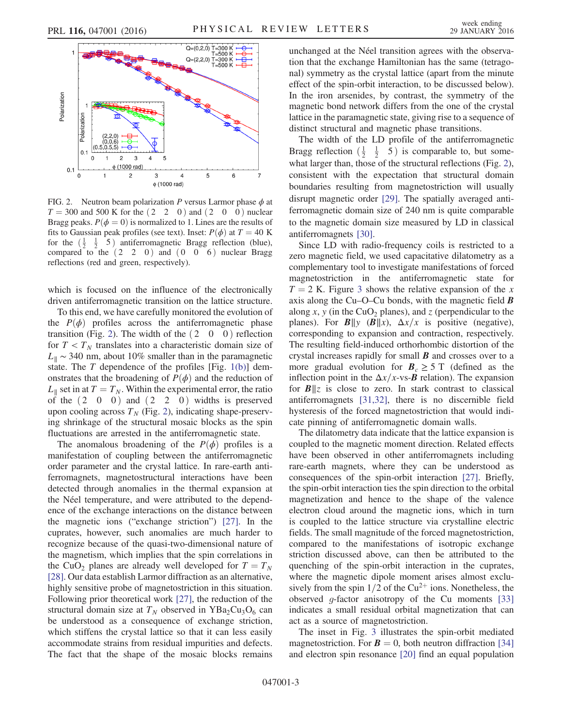FIG. 2. Neutron beam polarization $P$ versus Larmor phase $\phi$ at $T = 300$ and 500 K for the $(2\ \ 2\ \ 0)$ and $(2\ \ 0\ \ 0)$ nuclear Bragg peaks. $P(\phi = 0)$ is normalized to 1. Lines are the results of fits to Gaussian peak profiles (see text). Inset: $P(\phi)$ at $T = 40$ K for the $(\frac{1}{2}\ \ \frac{1}{2}\ \ 5)$ antiferromagnetic Bragg reflection (blue), compared to the $(2\ \ 2\ \ 0)$ and $(0\ \ 0\ \ 6)$ nuclear Bragg reflections (red and green, respectively).

which is focused on the influence of the electronically driven antiferromagnetic transition on the lattice structure.

To this end, we have carefully monitored the evolution of the $P(\phi)$ profiles across the antiferromagnetic phase transition (Fig. 2). The width of the $(2\ \ 0\ \ 0)$ reflection for $T < T_N$ translates into a characteristic domain size of $L_\parallel \sim 340$ nm, about 10% smaller than in the paramagnetic state. The $T$ dependence of the profiles [Fig. 1(b)] demonstrates that the broadening of $P(\phi)$ and the reduction of $L_\parallel$ set in at $T = T_N$. Within the experimental error, the ratio of the $(2\ \ 0\ \ 0)$ and $(2\ \ 2\ \ 0)$ widths is preserved upon cooling across $T_N$ (Fig. 2), indicating shape-preserving shrinkage of the structural mosaic blocks as the spin fluctuations are arrested in the antiferromagnetic state.

The anomalous broadening of the $P(\phi)$ profiles is a manifestation of coupling between the antiferromagnetic order parameter and the crystal lattice. In rare-earth antiferromagnets, magnetostructural interactions have been detected through anomalies in the thermal expansion at the Néel temperature, and were attributed to the dependence of the exchange interactions on the distance between the magnetic ions ("exchange striction") [27]. In the cuprates, however, such anomalies are much harder to recognize because of the quasi-two-dimensional nature of the magnetism, which implies that the spin correlations in the $CuO_2$ planes are already well developed for $T = T_N$ [28]. Our data establish Larmor diffraction as an alternative, highly sensitive probe of magnetostriction in this situation. Following prior theoretical work [27], the reduction of the structural domain size at $T_N$ observed in $YBa_2Cu_3O_6$ can be understood as a consequence of exchange striction, which stiffens the crystal lattice so that it can less easily accommodate strains from residual impurities and defects. The fact that the shape of the mosaic blocks remains unchanged at the Néel transition agrees with the observation that the exchange Hamiltonian has the same (tetragonal) symmetry as the crystal lattice (apart from the minute effect of the spin-orbit interaction, to be discussed below). In the iron arsenides, by contrast, the symmetry of the magnetic bond network differs from the one of the crystal lattice in the paramagnetic state, giving rise to a sequence of distinct structural and magnetic phase transitions.

The width of the LD profile of the antiferromagnetic Bragg reflection $(\frac{1}{2}\ \ \frac{1}{2}\ \ 5)$ is comparable to, but somewhat larger than, those of the structural reflections (Fig. 2), consistent with the expectation that structural domain boundaries resulting from magnetostriction will usually disrupt magnetic order [29]. The spatially averaged antiferromagnetic domain size of 240 nm is quite comparable to the magnetic domain size measured by LD in classical antiferromagnets [30].

Since LD with radio-frequency coils is restricted to a zero magnetic field, we used capacitative dilatometry as a complementary tool to investigate manifestations of forced magnetostriction in the antiferromagnetic state for $T = 2$ K. Figure 3 shows the relative expansion of the $x$ axis along the Cu–O–Cu bonds, with the magnetic field $\boldsymbol{B}$ along $x$, $y$ (in the $CuO_2$ planes), and $z$ (perpendicular to the planes). For $\boldsymbol{B} \parallel y$ ($\boldsymbol{B} \parallel x$), $\Delta x/x$ is positive (negative), corresponding to expansion and contraction, respectively. The resulting field-induced orthorhombic distortion of the crystal increases rapidly for small $\boldsymbol{B}$ and crosses over to a more gradual evolution for $\boldsymbol{B}_c \geq 5$ T (defined as the inflection point in the $\Delta x/x$-vs-$\boldsymbol{B}$ relation). The expansion for $\boldsymbol{B} \parallel z$ is close to zero. In stark contrast to classical antiferromagnets [31,32], there is no discernible field hysteresis of the forced magnetostriction that would indicate pinning of antiferromagnetic domain walls.

The dilatometry data indicate that the lattice expansion is coupled to the magnetic moment direction. Related effects have been observed in other antiferromagnets including rare-earth magnets, where they can be understood as consequences of the spin-orbit interaction [27]. Briefly, the spin-orbit interaction ties the spin direction to the orbital magnetization and hence to the shape of the valence electron cloud around the magnetic ions, which in turn is coupled to the lattice structure via crystalline electric fields. The small magnitude of the forced magnetostriction, compared to the manifestations of isotropic exchange striction discussed above, can then be attributed to the quenching of the spin-orbit interaction in the cuprates, where the magnetic dipole moment arises almost exclusively from the spin 1/2 of the $Cu^{2+}$ ions. Nonetheless, the observed $g$-factor anisotropy of the Cu moments [33] indicates a small residual orbital magnetization that can act as a source of magnetostriction.

The inset in Fig. 3 illustrates the spin-orbit mediated magnetostriction. For $\boldsymbol{B} = 0$, both neutron diffraction [34] and electron spin resonance [20] find an equal population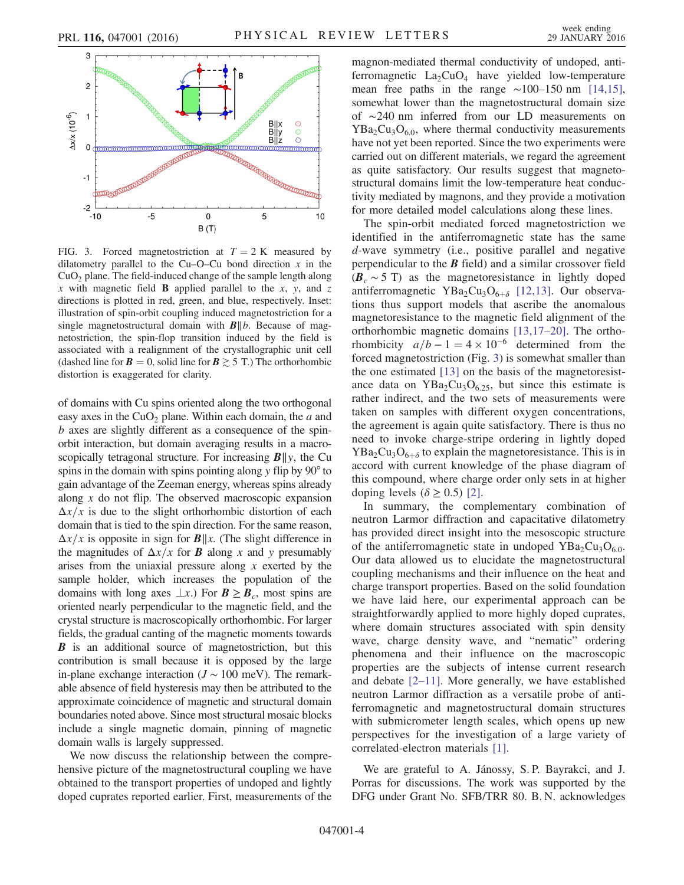FIG. 3. Forced magnetostriction at $T = 2$ K measured by dilatometry parallel to the Cu–O–Cu bond direction $x$ in the $CuO_2$ plane. The field-induced change of the sample length along $x$ with magnetic field **B** applied parallel to the $x$, $y$, and $z$ directions is plotted in red, green, and blue, respectively. Inset: illustration of spin-orbit coupling induced magnetostriction for a single magnetostructural domain with $\boldsymbol{B} \| b$. Because of magnetostriction, the spin-flop transition induced by the field is associated with a realignment of the crystallographic unit cell (dashed line for $\boldsymbol{B} = 0$, solid line for $\boldsymbol{B} \gtrsim 5$ T.) The orthorhombic distortion is exaggerated for clarity.

of domains with Cu spins oriented along the two orthogonal easy axes in the $CuO_2$ plane. Within each domain, the $a$ and $b$ axes are slightly different as a consequence of the spin-orbit interaction, but domain averaging results in a macroscopically tetragonal structure. For increasing $\boldsymbol{B} \| y$, the Cu spins in the domain with spins pointing along $y$ flip by 90° to gain advantage of the Zeeman energy, whereas spins already along $x$ do not flip. The observed macroscopic expansion $\Delta x/x$ is due to the slight orthorhombic distortion of each domain that is tied to the spin direction. For the same reason, $\Delta x/x$ is opposite in sign for $\boldsymbol{B} \| x$. (The slight difference in the magnitudes of $\Delta x/x$ for $\boldsymbol{B}$ along $x$ and $y$ presumably arises from the uniaxial pressure along $x$ exerted by the sample holder, which increases the population of the domains with long axes $\perp x$.) For $\boldsymbol{B} \geq \boldsymbol{B}_c$, most spins are oriented nearly perpendicular to the magnetic field, and the crystal structure is macroscopically orthorhombic. For larger fields, the gradual canting of the magnetic moments towards $\boldsymbol{B}$ is an additional source of magnetostriction, but this contribution is small because it is opposed by the large in-plane exchange interaction ($J \sim 100$ meV). The remarkable absence of field hysteresis may then be attributed to the approximate coincidence of magnetic and structural domain boundaries noted above. Since most structural mosaic blocks include a single magnetic domain, pinning of magnetic domain walls is largely suppressed.

We now discuss the relationship between the comprehensive picture of the magnetostructural coupling we have obtained to the transport properties of undoped and lightly doped cuprates reported earlier. First, measurements of the magnon-mediated thermal conductivity of undoped, antiferromagnetic $La_2CuO_4$ have yielded low-temperature mean free paths in the range ~100–150 nm [14,15], somewhat lower than the magnetostructural domain size of ~240 nm inferred from our LD measurements on $YBa_2Cu_3O_{6.0}$, where thermal conductivity measurements have not yet been reported. Since the two experiments were carried out on different materials, we regard the agreement as quite satisfactory. Our results suggest that magnetostructural domains limit the low-temperature heat conductivity mediated by magnons, and they provide a motivation for more detailed model calculations along these lines.

The spin-orbit mediated forced magnetostriction we identified in the antiferromagnetic state has the same $d$-wave symmetry (i.e., positive parallel and negative perpendicular to the $\boldsymbol{B}$ field) and a similar crossover field ($\boldsymbol{B}_c \sim 5$ T) as the magnetoresistance in lightly doped antiferromagnetic $YBa_2Cu_3O_{6+\delta}$ [12,13]. Our observations thus support models that ascribe the anomalous magnetoresistance to the magnetic field alignment of the orthorhombic magnetic domains [13,17–20]. The orthorhombicity $a/b - 1 = 4 \times 10^{-6}$ determined from the forced magnetostriction (Fig. 3) is somewhat smaller than the one estimated [13] on the basis of the magnetoresistance data on $YBa_2Cu_3O_{6.25}$, but since this estimate is rather indirect, and the two sets of measurements were taken on samples with different oxygen concentrations, the agreement is again quite satisfactory. There is thus no need to invoke charge-stripe ordering in lightly doped $YBa_2Cu_3O_{6+\delta}$ to explain the magnetoresistance. This is in accord with current knowledge of the phase diagram of this compound, where charge order only sets in at higher doping levels ($\delta \geq 0.5$) [2].

In summary, the complementary combination of neutron Larmor diffraction and capacitative dilatometry has provided direct insight into the mesoscopic structure of the antiferromagnetic state in undoped $YBa_2Cu_3O_{6.0}$. Our data allowed us to elucidate the magnetostructural coupling mechanisms and their influence on the heat and charge transport properties. Based on the solid foundation we have laid here, our experimental approach can be straightforwardly applied to more highly doped cuprates, where domain structures associated with spin density wave, charge density wave, and "nematic" ordering phenomena and their influence on the macroscopic properties are the subjects of intense current research and debate [2–11]. More generally, we have established neutron Larmor diffraction as a versatile probe of antiferromagnetic and magnetostructural domain structures with submicrometer length scales, which opens up new perspectives for the investigation of a large variety of correlated-electron materials [1].

We are grateful to A. Jánossy, S. P. Bayrakci, and J. Porras for discussions. The work was supported by the DFG under Grant No. SFB/TRR 80. B. N. acknowledges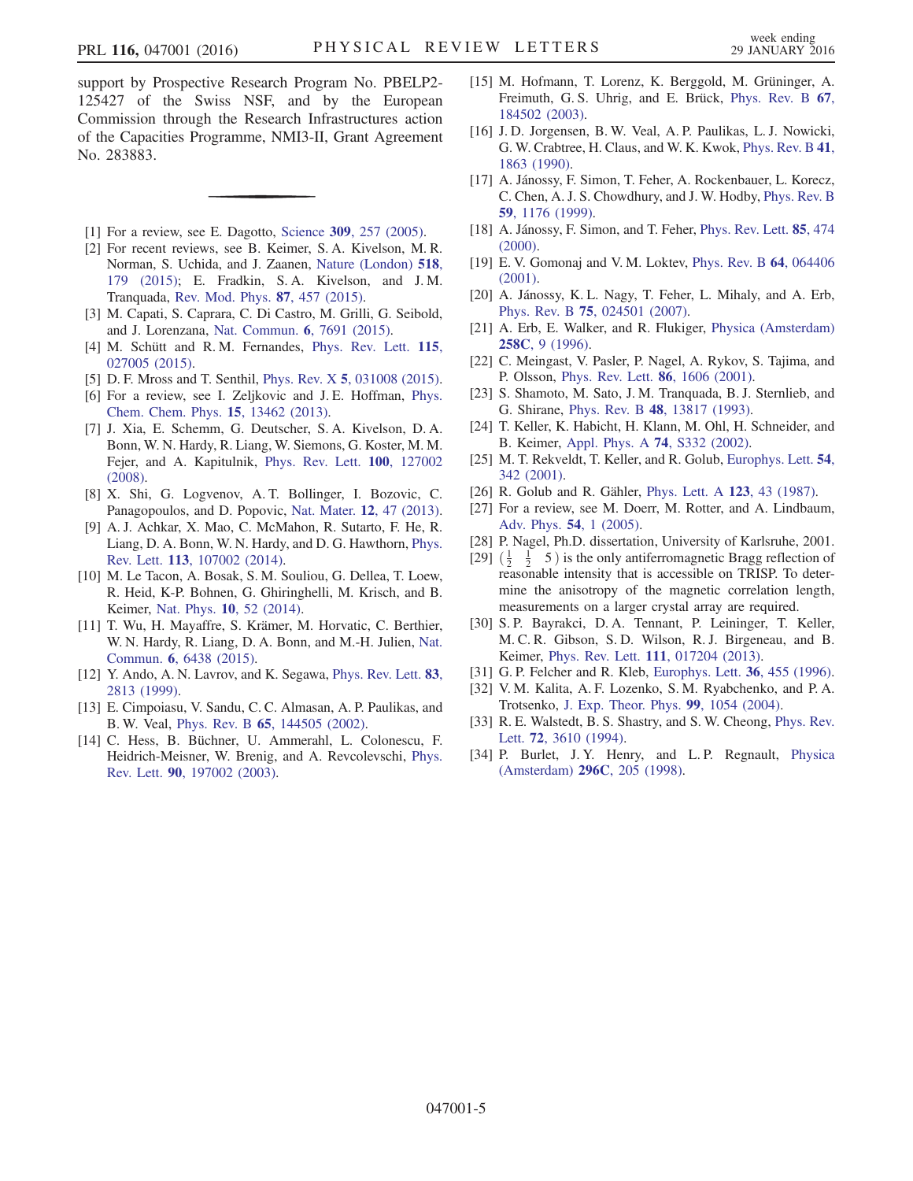support by Prospective Research Program No. PBELP2-125427 of the Swiss NSF, and by the European Commission through the Research Infrastructures action of the Capacities Programme, NMI3-II, Grant Agreement No. 283883.

---

[1] For a review, see E. Dagotto, Science **309**, 257 (2005).

[2] For recent reviews, see B. Keimer, S. A. Kivelson, M. R. Norman, S. Uchida, and J. Zaanen, Nature (London) **518**, 179 (2015); E. Fradkin, S. A. Kivelson, and J. M. Tranquada, Rev. Mod. Phys. **87**, 457 (2015).

[3] M. Capati, S. Caprara, C. Di Castro, M. Grilli, G. Seibold, and J. Lorenzana, Nat. Commun. **6**, 7691 (2015).

[4] M. Schütt and R. M. Fernandes, Phys. Rev. Lett. **115**, 027005 (2015).

[5] D. F. Mross and T. Senthil, Phys. Rev. X **5**, 031008 (2015).

[6] For a review, see I. Zeljkovic and J. E. Hoffman, Phys. Chem. Chem. Phys. **15**, 13462 (2013).

[7] J. Xia, E. Schemm, G. Deutscher, S. A. Kivelson, D. A. Bonn, W. N. Hardy, R. Liang, W. Siemons, G. Koster, M. M. Fejer, and A. Kapitulnik, Phys. Rev. Lett. **100**, 127002 (2008).

[8] X. Shi, G. Logvenov, A. T. Bollinger, I. Bozovic, C. Panagopoulos, and D. Popovic, Nat. Mater. **12**, 47 (2013).

[9] A. J. Achkar, X. Mao, C. McMahon, R. Sutarto, F. He, R. Liang, D. A. Bonn, W. N. Hardy, and D. G. Hawthorn, Phys. Rev. Lett. **113**, 107002 (2014).

[10] M. Le Tacon, A. Bosak, S. M. Souliou, G. Dellea, T. Loew, R. Heid, K-P. Bohnen, G. Ghiringhelli, M. Krisch, and B. Keimer, Nat. Phys. **10**, 52 (2014).

[11] T. Wu, H. Mayaffre, S. Krämer, M. Horvatic, C. Berthier, W. N. Hardy, R. Liang, D. A. Bonn, and M.-H. Julien, Nat. Commun. **6**, 6438 (2015).

[12] Y. Ando, A. N. Lavrov, and K. Segawa, Phys. Rev. Lett. **83**, 2813 (1999).

[13] E. Cimpoiasu, V. Sandu, C. C. Almasan, A. P. Paulikas, and B. W. Veal, Phys. Rev. B **65**, 144505 (2002).

[14] C. Hess, B. Büchner, U. Ammerahl, L. Colonescu, F. Heidrich-Meisner, W. Brenig, and A. Revcolevschi, Phys. Rev. Lett. **90**, 197002 (2003).

[15] M. Hofmann, T. Lorenz, K. Berggold, M. Grüninger, A. Freimuth, G. S. Uhrig, and E. Brück, Phys. Rev. B **67**, 184502 (2003).

[16] J. D. Jorgensen, B. W. Veal, A. P. Paulikas, L. J. Nowicki, G. W. Crabtree, H. Claus, and W. K. Kwok, Phys. Rev. B **41**, 1863 (1990).

[17] A. Jánossy, F. Simon, T. Feher, A. Rockenbauer, L. Korecz, C. Chen, A. J. S. Chowdhury, and J. W. Hodby, Phys. Rev. B **59**, 1176 (1999).

[18] A. Jánossy, F. Simon, and T. Feher, Phys. Rev. Lett. **85**, 474 (2000).

[19] E. V. Gomonaj and V. M. Loktev, Phys. Rev. B **64**, 064406 (2001).

[20] A. Jánossy, K. L. Nagy, T. Feher, L. Mihaly, and A. Erb, Phys. Rev. B **75**, 024501 (2007).

[21] A. Erb, E. Walker, and R. Flukiger, Physica (Amsterdam) **258C**, 9 (1996).

[22] C. Meingast, V. Pasler, P. Nagel, A. Rykov, S. Tajima, and P. Olsson, Phys. Rev. Lett. **86**, 1606 (2001).

[23] S. Shamoto, M. Sato, J. M. Tranquada, B. J. Sternlieb, and G. Shirane, Phys. Rev. B **48**, 13817 (1993).

[24] T. Keller, K. Habicht, H. Klann, M. Ohl, H. Schneider, and B. Keimer, Appl. Phys. A **74**, S332 (2002).

[25] M. T. Rekveldt, T. Keller, and R. Golub, Europhys. Lett. **54**, 342 (2001).

[26] R. Golub and R. Gähler, Phys. Lett. A **123**, 43 (1987).

[27] For a review, see M. Doerr, M. Rotter, and A. Lindbaum, Adv. Phys. **54**, 1 (2005).

[28] P. Nagel, Ph.D. dissertation, University of Karlsruhe, 2001.

[29] $(\frac{1}{2}\ \frac{1}{2}\ 5)$ is the only antiferromagnetic Bragg reflection of reasonable intensity that is accessible on TRISP. To determine the anisotropy of the magnetic correlation length, measurements on a larger crystal array are required.

[30] S. P. Bayrakci, D. A. Tennant, P. Leininger, T. Keller, M. C. R. Gibson, S. D. Wilson, R. J. Birgeneau, and B. Keimer, Phys. Rev. Lett. **111**, 017204 (2013).

[31] G. P. Felcher and R. Kleb, Europhys. Lett. **36**, 455 (1996).

[32] V. M. Kalita, A. F. Lozenko, S. M. Ryabchenko, and P. A. Trotsenko, J. Exp. Theor. Phys. **99**, 1054 (2004).

[33] R. E. Walstedt, B. S. Shastry, and S. W. Cheong, Phys. Rev. Lett. **72**, 3610 (1994).

[34] P. Burlet, J. Y. Henry, and L. P. Regnault, Physica (Amsterdam) **296C**, 205 (1998).